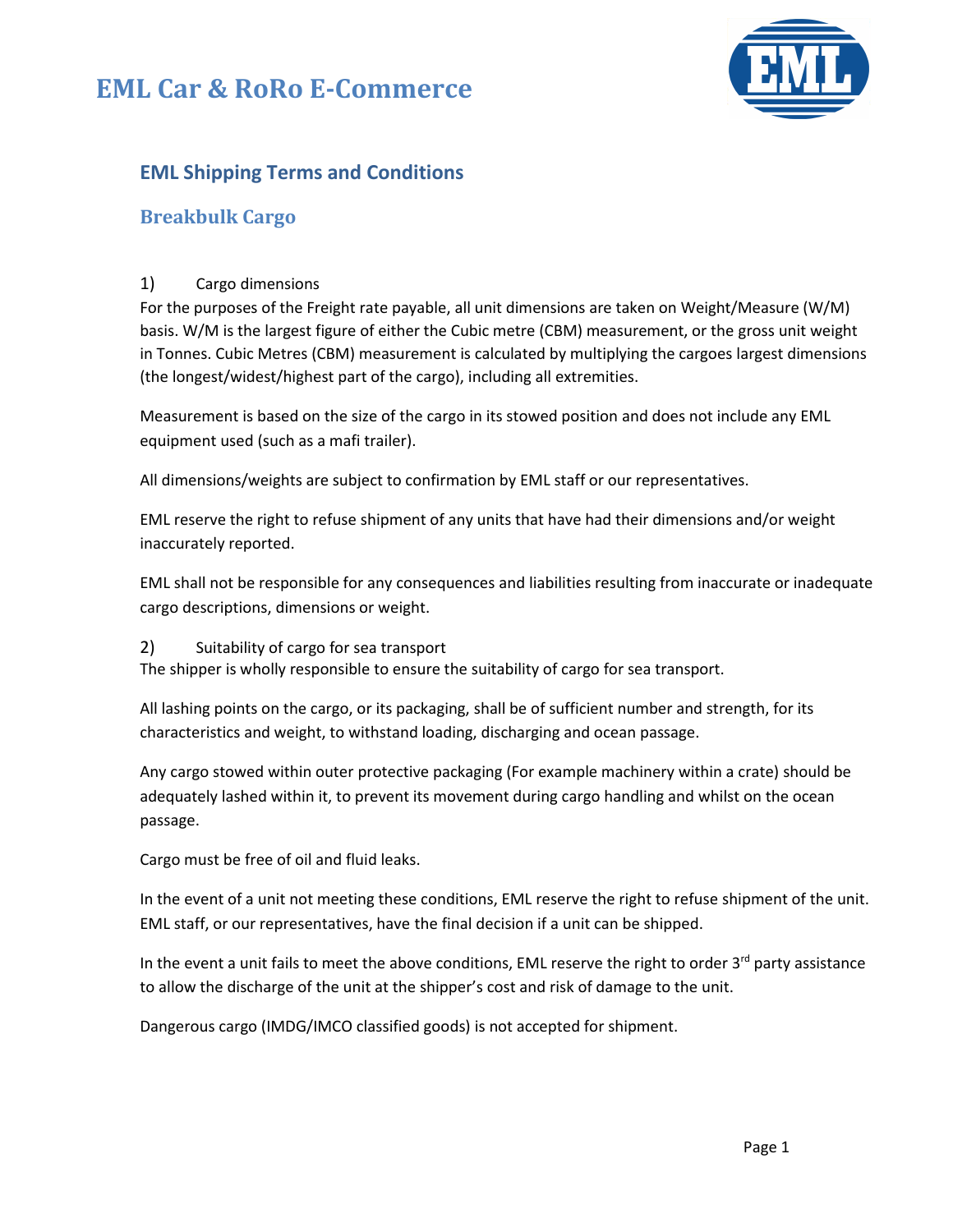# EML Car & RoRo E-Commerce

## EML Shipping Terms and Conditions

### Breakbulk Cargo

1) Cargo dimensions

For the purposes of the Freight rate payable, all unit dimensions are taken on Weight/Measure (W/M) basis. W/M is the largest figure of either the Cubic metre (CBM) measurement, or the gross unit weight in Tonnes. Cubic Metres (CBM) measurement is calculated by multiplying the cargoes largest dimensions (the longest/widest/highest part of the cargo), including all extremities.

Measurement is based on the size of the cargo in its stowed position and does not include any EML equipment used (such as a mafi trailer).

All dimensions/weights are subject to confirmation by EML staff or our representatives.

EML reserve the right to refuse shipment of any units that have had their dimensions and/or weight inaccurately reported.

EML shall not be responsible for any consequences and liabilities resulting from inaccurate or inadequate cargo descriptions, dimensions or weight.

2) Suitability of cargo for sea transport

The shipper is wholly responsible to ensure the suitability of cargo for sea transport.

All lashing points on the cargo, or its packaging, shall be of sufficient number and strength, for its characteristics and weight, to withstand loading, discharging and ocean passage.

Any cargo stowed within outer protective packaging (For example machinery within a crate) should be adequately lashed within it, to prevent its movement during cargo handling and whilst on the ocean passage.

Cargo must be free of oil and fluid leaks.

In the event of a unit not meeting these conditions, EML reserve the right to refuse shipment of the unit. EML staff, or our representatives, have the final decision if a unit can be shipped.

In the event a unit fails to meet the above conditions, EML reserve the right to order 3rd party assistance to allow the discharge of the unit at the shipper's cost and risk of damage to the unit.

Dangerous cargo (IMDG/IMCO classified goods) is not accepted for shipment.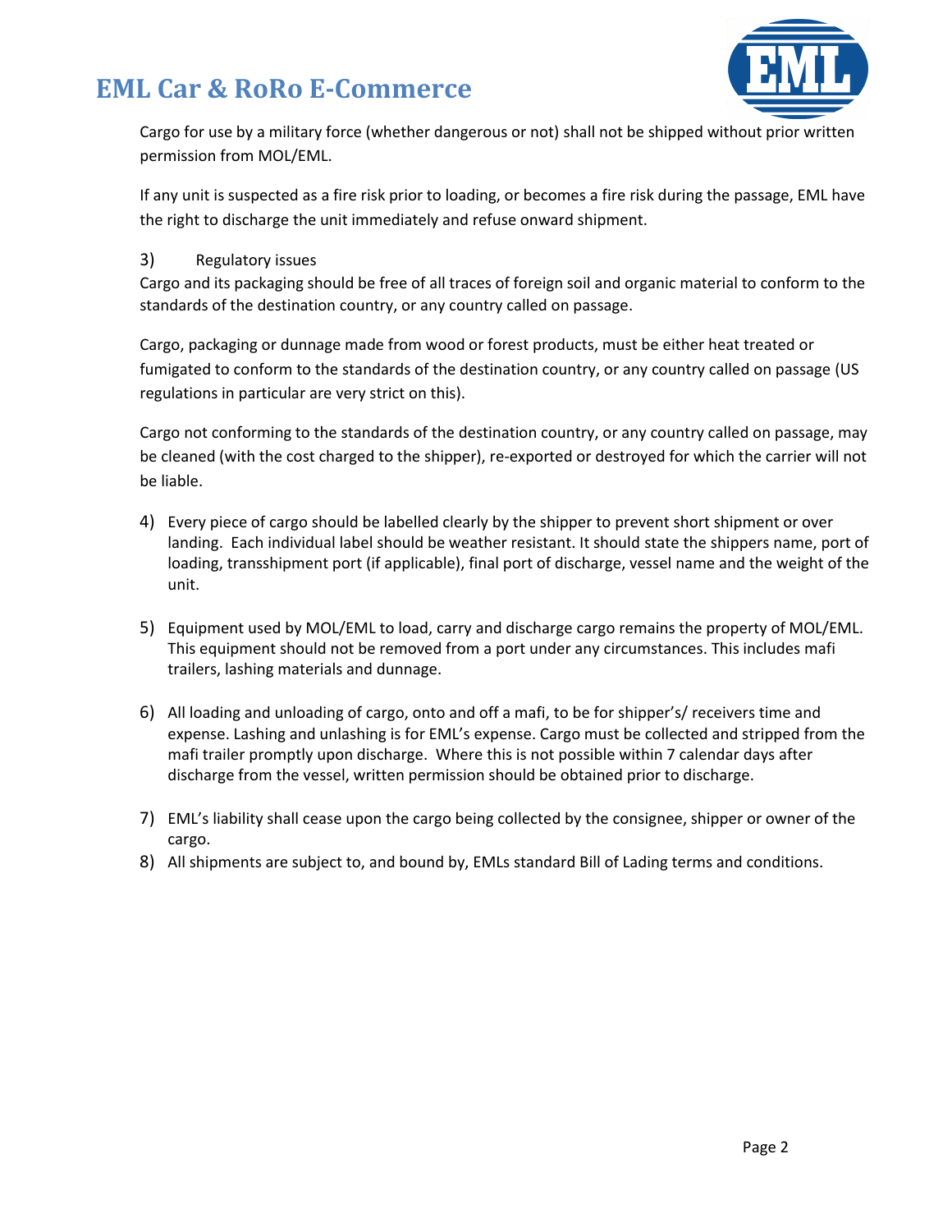Cargo for use by a military force (whether dangerous or not) shall not be shipped without prior written permission from MOL/EML.

If any unit is suspected as a fire risk prior to loading, or becomes a fire risk during the passage, EML have the right to discharge the unit immediately and refuse onward shipment.

3) Regulatory issues

Cargo and its packaging should be free of all traces of foreign soil and organic material to conform to the standards of the destination country, or any country called on passage.

Cargo, packaging or dunnage made from wood or forest products, must be either heat treated or fumigated to conform to the standards of the destination country, or any country called on passage (US regulations in particular are very strict on this).

Cargo not conforming to the standards of the destination country, or any country called on passage, may be cleaned (with the cost charged to the shipper), re-exported or destroyed for which the carrier will not be liable.

4) Every piece of cargo should be labelled clearly by the shipper to prevent short shipment or over landing. Each individual label should be weather resistant. It should state the shippers name, port of loading, transshipment port (if applicable), final port of discharge, vessel name and the weight of the unit.

5) Equipment used by MOL/EML to load, carry and discharge cargo remains the property of MOL/EML. This equipment should not be removed from a port under any circumstances. This includes mafi trailers, lashing materials and dunnage.

6) All loading and unloading of cargo, onto and off a mafi, to be for shipper's/ receivers time and expense. Lashing and unlashing is for EML's expense. Cargo must be collected and stripped from the mafi trailer promptly upon discharge. Where this is not possible within 7 calendar days after discharge from the vessel, written permission should be obtained prior to discharge.

7) EML's liability shall cease upon the cargo being collected by the consignee, shipper or owner of the cargo.

8) All shipments are subject to, and bound by, EMLs standard Bill of Lading terms and conditions.